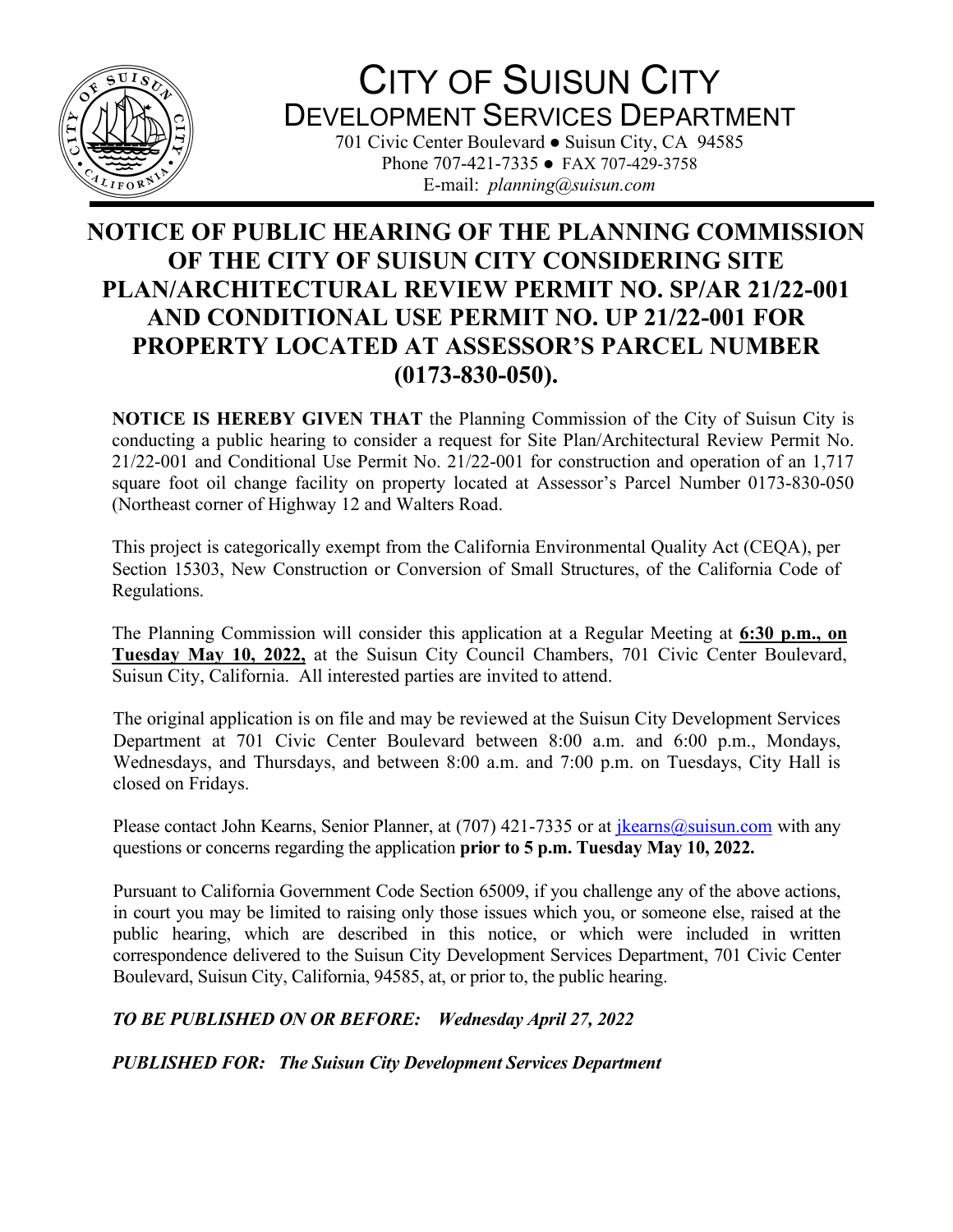# CITY OF SUISUN CITY
## DEVELOPMENT SERVICES DEPARTMENT

701 Civic Center Boulevard ● Suisun City, CA 94585
Phone 707-421-7335 ● FAX 707-429-3758
E-mail: *planning@suisun.com*

---

## NOTICE OF PUBLIC HEARING OF THE PLANNING COMMISSION OF THE CITY OF SUISUN CITY CONSIDERING SITE PLAN/ARCHITECTURAL REVIEW PERMIT NO. SP/AR 21/22-001 AND CONDITIONAL USE PERMIT NO. UP 21/22-001 FOR PROPERTY LOCATED AT ASSESSOR'S PARCEL NUMBER (0173-830-050).

**NOTICE IS HEREBY GIVEN THAT** the Planning Commission of the City of Suisun City is conducting a public hearing to consider a request for Site Plan/Architectural Review Permit No. 21/22-001 and Conditional Use Permit No. 21/22-001 for construction and operation of an 1,717 square foot oil change facility on property located at Assessor's Parcel Number 0173-830-050 (Northeast corner of Highway 12 and Walters Road.

This project is categorically exempt from the California Environmental Quality Act (CEQA), per Section 15303, New Construction or Conversion of Small Structures, of the California Code of Regulations.

The Planning Commission will consider this application at a Regular Meeting at **6:30 p.m., on Tuesday May 10, 2022,** at the Suisun City Council Chambers, 701 Civic Center Boulevard, Suisun City, California. All interested parties are invited to attend.

The original application is on file and may be reviewed at the Suisun City Development Services Department at 701 Civic Center Boulevard between 8:00 a.m. and 6:00 p.m., Mondays, Wednesdays, and Thursdays, and between 8:00 a.m. and 7:00 p.m. on Tuesdays, City Hall is closed on Fridays.

Please contact John Kearns, Senior Planner, at (707) 421-7335 or at jkearns@suisun.com with any questions or concerns regarding the application **prior to 5 p.m. Tuesday May 10, 2022.**

Pursuant to California Government Code Section 65009, if you challenge any of the above actions, in court you may be limited to raising only those issues which you, or someone else, raised at the public hearing, which are described in this notice, or which were included in written correspondence delivered to the Suisun City Development Services Department, 701 Civic Center Boulevard, Suisun City, California, 94585, at, or prior to, the public hearing.

***TO BE PUBLISHED ON OR BEFORE: Wednesday April 27, 2022***

***PUBLISHED FOR: The Suisun City Development Services Department***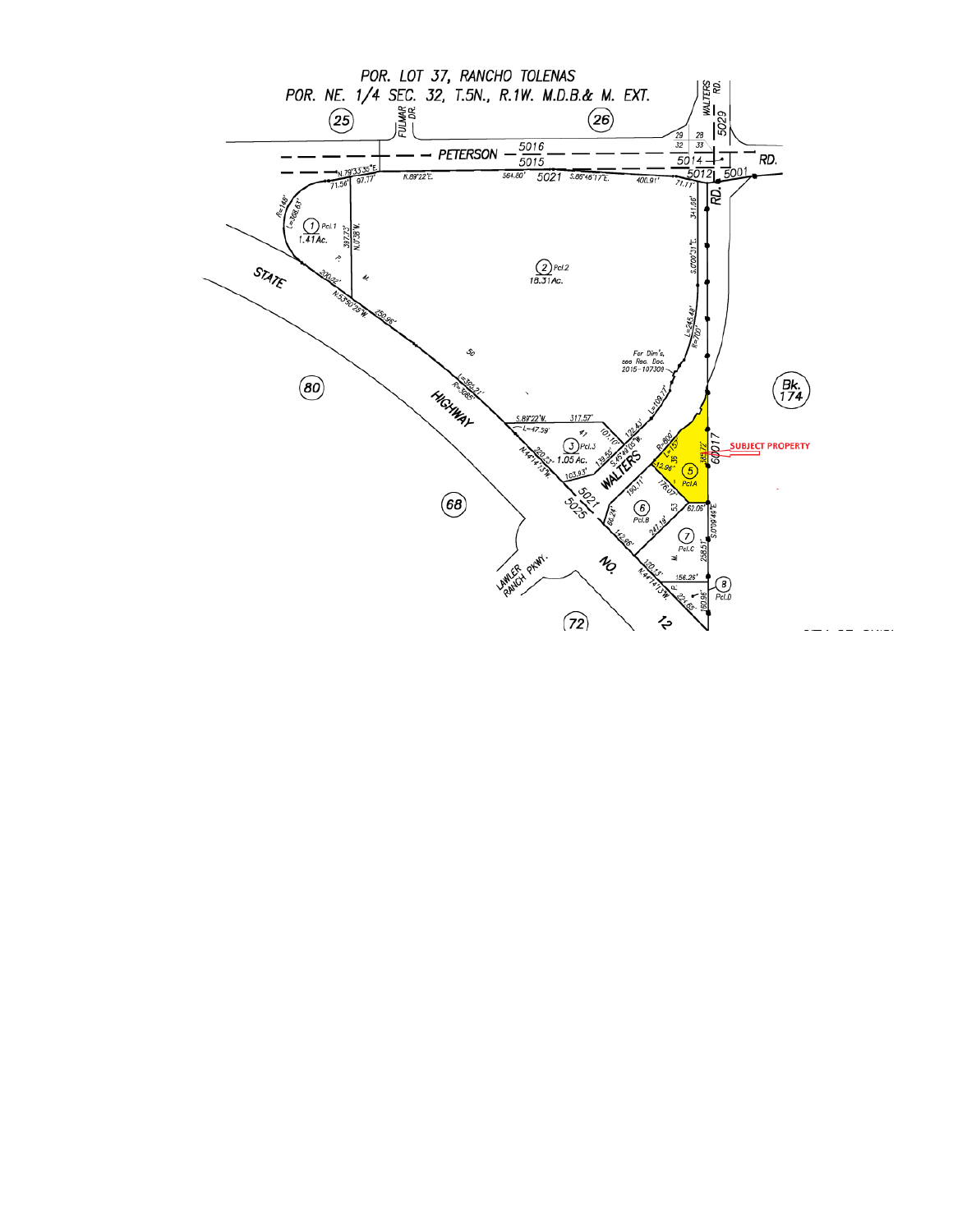POR. LOT 37, RANCHO TOLENAS

POR. NE. 1/4 SEC. 32, T.5N., R.1W. M.D.B.& M. EXT.

25

26

FULMAR DR.

WALTERS RD.

5029

29 29

32 33

PETERSON

5016

5015

5014

RD.

5012

5001

N.79°33'35"E.

71.56'

97.77'

N.89°22'E.

564.80'

5021

S.86°46'17"E.

400.91'

71.11'

RD.

341.66'

S.0°00'31"E.

R=148'

L=368.63'

1 Pcl.1

1.41Ac.

397.72'

N.0°38'W.

2 Pcl.2

18.31Ac.

STATE

200.22'

N.53°50'25"W.

250.96'

L=245.48'

R=700'

For Dim's. see Rec. Doc. 2015-107309

Bk. 174

80

HIGHWAY

L=395.21'

R=1065'

L=109.77'

S.89°22'W.

317.57'

L=47.59'

101.10'

122.43'

3 Pcl.3

1.05 Ac.

S.45°49'05"W.

R=860'

L=157'

220.23'

N.44°14'13"W.

139.56'

103.93'

WALTERS

12.96'

188.72'

60017

SUBJECT PROPERTY

5 Pcl.A

68

5021

5025

190.11'

176.07'

62.06'

6 Pcl.B

66.24'

247.19'

S.0°09'49"E.

7 Pcl.C

258.51'

142.96'

LAWLER RANCH PKWY.

NO.

120.15'

N.44°14'13"W.

156.26'

8 Pcl.D

222.65'

60.96'

72

12